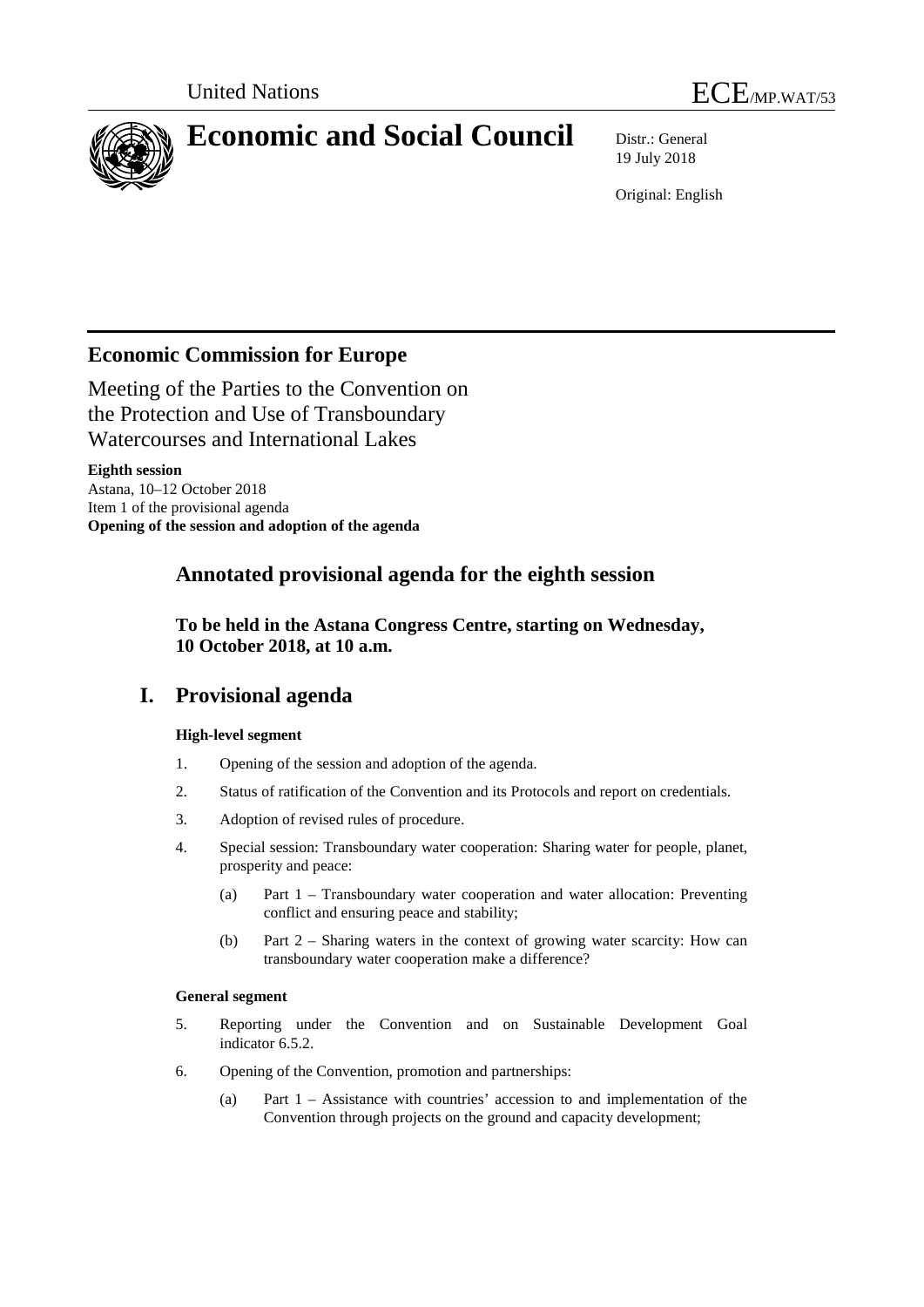United Nations

ECE/MP.WAT/53

# Economic and Social Council

Distr.: General
19 July 2018

Original: English

## Economic Commission for Europe

Meeting of the Parties to the Convention on the Protection and Use of Transboundary Watercourses and International Lakes

**Eighth session**
Astana, 10–12 October 2018
Item 1 of the provisional agenda
**Opening of the session and adoption of the agenda**

## Annotated provisional agenda for the eighth session

**To be held in the Astana Congress Centre, starting on Wednesday, 10 October 2018, at 10 a.m.**

# I. Provisional agenda

**High-level segment**

1. Opening of the session and adoption of the agenda.
2. Status of ratification of the Convention and its Protocols and report on credentials.
3. Adoption of revised rules of procedure.
4. Special session: Transboundary water cooperation: Sharing water for people, planet, prosperity and peace:
   (a) Part 1 – Transboundary water cooperation and water allocation: Preventing conflict and ensuring peace and stability;
   (b) Part 2 – Sharing waters in the context of growing water scarcity: How can transboundary water cooperation make a difference?

**General segment**

5. Reporting under the Convention and on Sustainable Development Goal indicator 6.5.2.
6. Opening of the Convention, promotion and partnerships:
   (a) Part 1 – Assistance with countries' accession to and implementation of the Convention through projects on the ground and capacity development;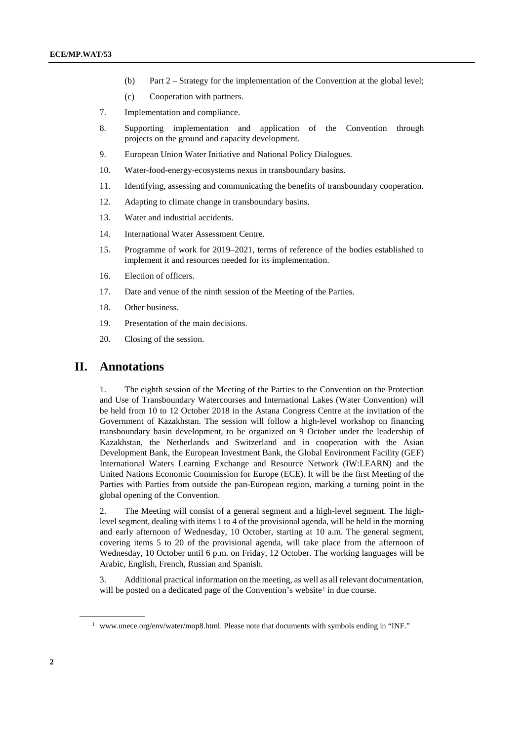(b) Part 2 – Strategy for the implementation of the Convention at the global level;

(c) Cooperation with partners.

7. Implementation and compliance.

8. Supporting implementation and application of the Convention through projects on the ground and capacity development.

9. European Union Water Initiative and National Policy Dialogues.

10. Water-food-energy-ecosystems nexus in transboundary basins.

11. Identifying, assessing and communicating the benefits of transboundary cooperation.

12. Adapting to climate change in transboundary basins.

13. Water and industrial accidents.

14. International Water Assessment Centre.

15. Programme of work for 2019–2021, terms of reference of the bodies established to implement it and resources needed for its implementation.

16. Election of officers.

17. Date and venue of the ninth session of the Meeting of the Parties.

18. Other business.

19. Presentation of the main decisions.

20. Closing of the session.

## II. Annotations

1. The eighth session of the Meeting of the Parties to the Convention on the Protection and Use of Transboundary Watercourses and International Lakes (Water Convention) will be held from 10 to 12 October 2018 in the Astana Congress Centre at the invitation of the Government of Kazakhstan. The session will follow a high-level workshop on financing transboundary basin development, to be organized on 9 October under the leadership of Kazakhstan, the Netherlands and Switzerland and in cooperation with the Asian Development Bank, the European Investment Bank, the Global Environment Facility (GEF) International Waters Learning Exchange and Resource Network (IW:LEARN) and the United Nations Economic Commission for Europe (ECE). It will be the first Meeting of the Parties with Parties from outside the pan-European region, marking a turning point in the global opening of the Convention.

2. The Meeting will consist of a general segment and a high-level segment. The high-level segment, dealing with items 1 to 4 of the provisional agenda, will be held in the morning and early afternoon of Wednesday, 10 October, starting at 10 a.m. The general segment, covering items 5 to 20 of the provisional agenda, will take place from the afternoon of Wednesday, 10 October until 6 p.m. on Friday, 12 October. The working languages will be Arabic, English, French, Russian and Spanish.

3. Additional practical information on the meeting, as well as all relevant documentation, will be posted on a dedicated page of the Convention's website[1] in due course.

---

[1] www.unece.org/env/water/mop8.html. Please note that documents with symbols ending in "INF."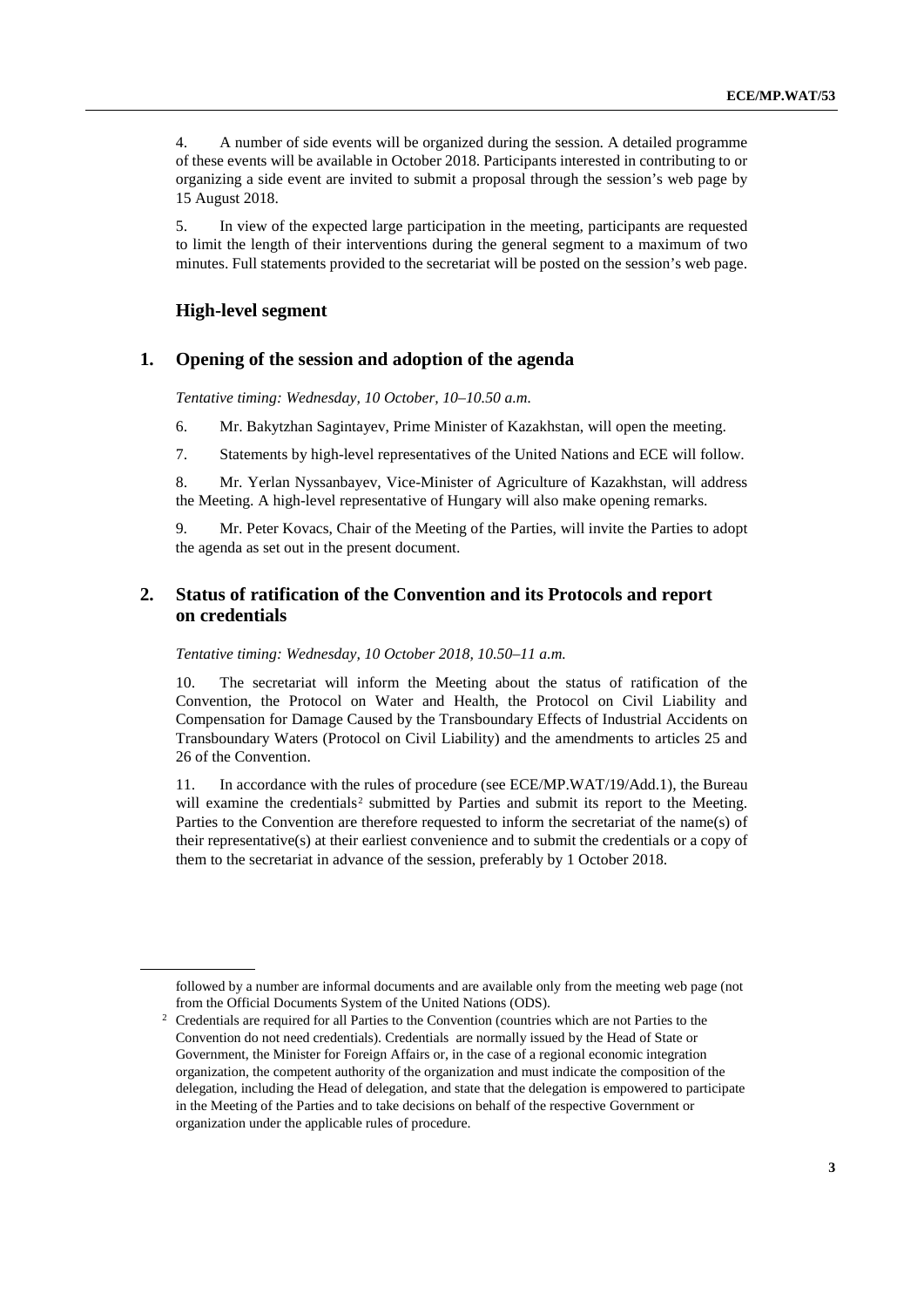4. A number of side events will be organized during the session. A detailed programme of these events will be available in October 2018. Participants interested in contributing to or organizing a side event are invited to submit a proposal through the session's web page by 15 August 2018.

5. In view of the expected large participation in the meeting, participants are requested to limit the length of their interventions during the general segment to a maximum of two minutes. Full statements provided to the secretariat will be posted on the session's web page.

## High-level segment

## 1. Opening of the session and adoption of the agenda

*Tentative timing: Wednesday, 10 October, 10–10.50 a.m.*

6. Mr. Bakytzhan Sagintayev, Prime Minister of Kazakhstan, will open the meeting.

7. Statements by high-level representatives of the United Nations and ECE will follow.

8. Mr. Yerlan Nyssanbayev, Vice-Minister of Agriculture of Kazakhstan, will address the Meeting. A high-level representative of Hungary will also make opening remarks.

9. Mr. Peter Kovacs, Chair of the Meeting of the Parties, will invite the Parties to adopt the agenda as set out in the present document.

## 2. Status of ratification of the Convention and its Protocols and report on credentials

*Tentative timing: Wednesday, 10 October 2018, 10.50–11 a.m.*

10. The secretariat will inform the Meeting about the status of ratification of the Convention, the Protocol on Water and Health, the Protocol on Civil Liability and Compensation for Damage Caused by the Transboundary Effects of Industrial Accidents on Transboundary Waters (Protocol on Civil Liability) and the amendments to articles 25 and 26 of the Convention.

11. In accordance with the rules of procedure (see ECE/MP.WAT/19/Add.1), the Bureau will examine the credentials[2] submitted by Parties and submit its report to the Meeting. Parties to the Convention are therefore requested to inform the secretariat of the name(s) of their representative(s) at their earliest convenience and to submit the credentials or a copy of them to the secretariat in advance of the session, preferably by 1 October 2018.

---

followed by a number are informal documents and are available only from the meeting web page (not from the Official Documents System of the United Nations (ODS).

[2] Credentials are required for all Parties to the Convention (countries which are not Parties to the Convention do not need credentials). Credentials are normally issued by the Head of State or Government, the Minister for Foreign Affairs or, in the case of a regional economic integration organization, the competent authority of the organization and must indicate the composition of the delegation, including the Head of delegation, and state that the delegation is empowered to participate in the Meeting of the Parties and to take decisions on behalf of the respective Government or organization under the applicable rules of procedure.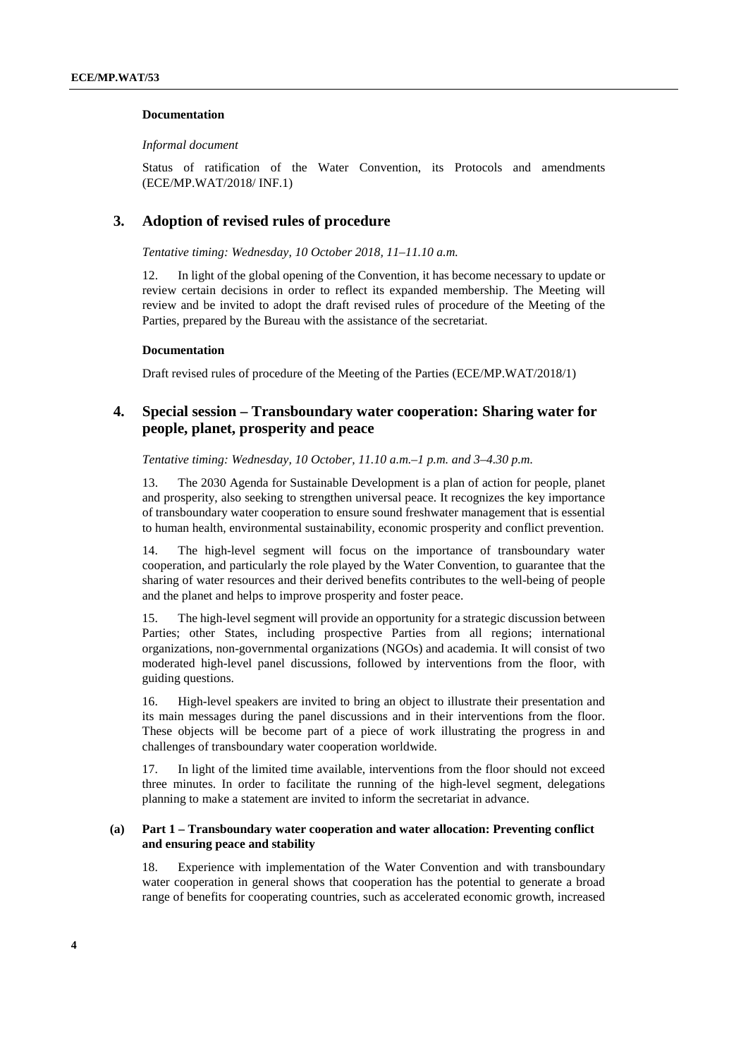**Documentation**

*Informal document*

Status of ratification of the Water Convention, its Protocols and amendments (ECE/MP.WAT/2018/ INF.1)

## 3. Adoption of revised rules of procedure

*Tentative timing: Wednesday, 10 October 2018, 11–11.10 a.m.*

12. In light of the global opening of the Convention, it has become necessary to update or review certain decisions in order to reflect its expanded membership. The Meeting will review and be invited to adopt the draft revised rules of procedure of the Meeting of the Parties, prepared by the Bureau with the assistance of the secretariat.

**Documentation**

Draft revised rules of procedure of the Meeting of the Parties (ECE/MP.WAT/2018/1)

## 4. Special session – Transboundary water cooperation: Sharing water for people, planet, prosperity and peace

*Tentative timing: Wednesday, 10 October, 11.10 a.m.–1 p.m. and 3–4.30 p.m.*

13. The 2030 Agenda for Sustainable Development is a plan of action for people, planet and prosperity, also seeking to strengthen universal peace. It recognizes the key importance of transboundary water cooperation to ensure sound freshwater management that is essential to human health, environmental sustainability, economic prosperity and conflict prevention.

14. The high-level segment will focus on the importance of transboundary water cooperation, and particularly the role played by the Water Convention, to guarantee that the sharing of water resources and their derived benefits contributes to the well-being of people and the planet and helps to improve prosperity and foster peace.

15. The high-level segment will provide an opportunity for a strategic discussion between Parties; other States, including prospective Parties from all regions; international organizations, non-governmental organizations (NGOs) and academia. It will consist of two moderated high-level panel discussions, followed by interventions from the floor, with guiding questions.

16. High-level speakers are invited to bring an object to illustrate their presentation and its main messages during the panel discussions and in their interventions from the floor. These objects will be become part of a piece of work illustrating the progress in and challenges of transboundary water cooperation worldwide.

17. In light of the limited time available, interventions from the floor should not exceed three minutes. In order to facilitate the running of the high-level segment, delegations planning to make a statement are invited to inform the secretariat in advance.

### (a) Part 1 – Transboundary water cooperation and water allocation: Preventing conflict and ensuring peace and stability

18. Experience with implementation of the Water Convention and with transboundary water cooperation in general shows that cooperation has the potential to generate a broad range of benefits for cooperating countries, such as accelerated economic growth, increased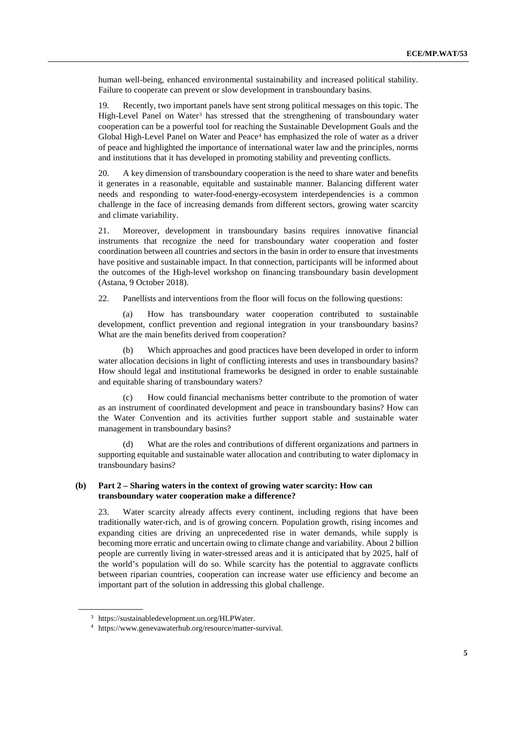human well-being, enhanced environmental sustainability and increased political stability. Failure to cooperate can prevent or slow development in transboundary basins.

19. Recently, two important panels have sent strong political messages on this topic. The High-Level Panel on Water[3] has stressed that the strengthening of transboundary water cooperation can be a powerful tool for reaching the Sustainable Development Goals and the Global High-Level Panel on Water and Peace[4] has emphasized the role of water as a driver of peace and highlighted the importance of international water law and the principles, norms and institutions that it has developed in promoting stability and preventing conflicts.

20. A key dimension of transboundary cooperation is the need to share water and benefits it generates in a reasonable, equitable and sustainable manner. Balancing different water needs and responding to water-food-energy-ecosystem interdependencies is a common challenge in the face of increasing demands from different sectors, growing water scarcity and climate variability.

21. Moreover, development in transboundary basins requires innovative financial instruments that recognize the need for transboundary water cooperation and foster coordination between all countries and sectors in the basin in order to ensure that investments have positive and sustainable impact. In that connection, participants will be informed about the outcomes of the High-level workshop on financing transboundary basin development (Astana, 9 October 2018).

22. Panellists and interventions from the floor will focus on the following questions:

(a) How has transboundary water cooperation contributed to sustainable development, conflict prevention and regional integration in your transboundary basins? What are the main benefits derived from cooperation?

(b) Which approaches and good practices have been developed in order to inform water allocation decisions in light of conflicting interests and uses in transboundary basins? How should legal and institutional frameworks be designed in order to enable sustainable and equitable sharing of transboundary waters?

(c) How could financial mechanisms better contribute to the promotion of water as an instrument of coordinated development and peace in transboundary basins? How can the Water Convention and its activities further support stable and sustainable water management in transboundary basins?

(d) What are the roles and contributions of different organizations and partners in supporting equitable and sustainable water allocation and contributing to water diplomacy in transboundary basins?

### (b) Part 2 – Sharing waters in the context of growing water scarcity: How can transboundary water cooperation make a difference?

23. Water scarcity already affects every continent, including regions that have been traditionally water-rich, and is of growing concern. Population growth, rising incomes and expanding cities are driving an unprecedented rise in water demands, while supply is becoming more erratic and uncertain owing to climate change and variability. About 2 billion people are currently living in water-stressed areas and it is anticipated that by 2025, half of the world's population will do so. While scarcity has the potential to aggravate conflicts between riparian countries, cooperation can increase water use efficiency and become an important part of the solution in addressing this global challenge.

---

[3] https://sustainabledevelopment.un.org/HLPWater.

[4] https://www.genevawaterhub.org/resource/matter-survival.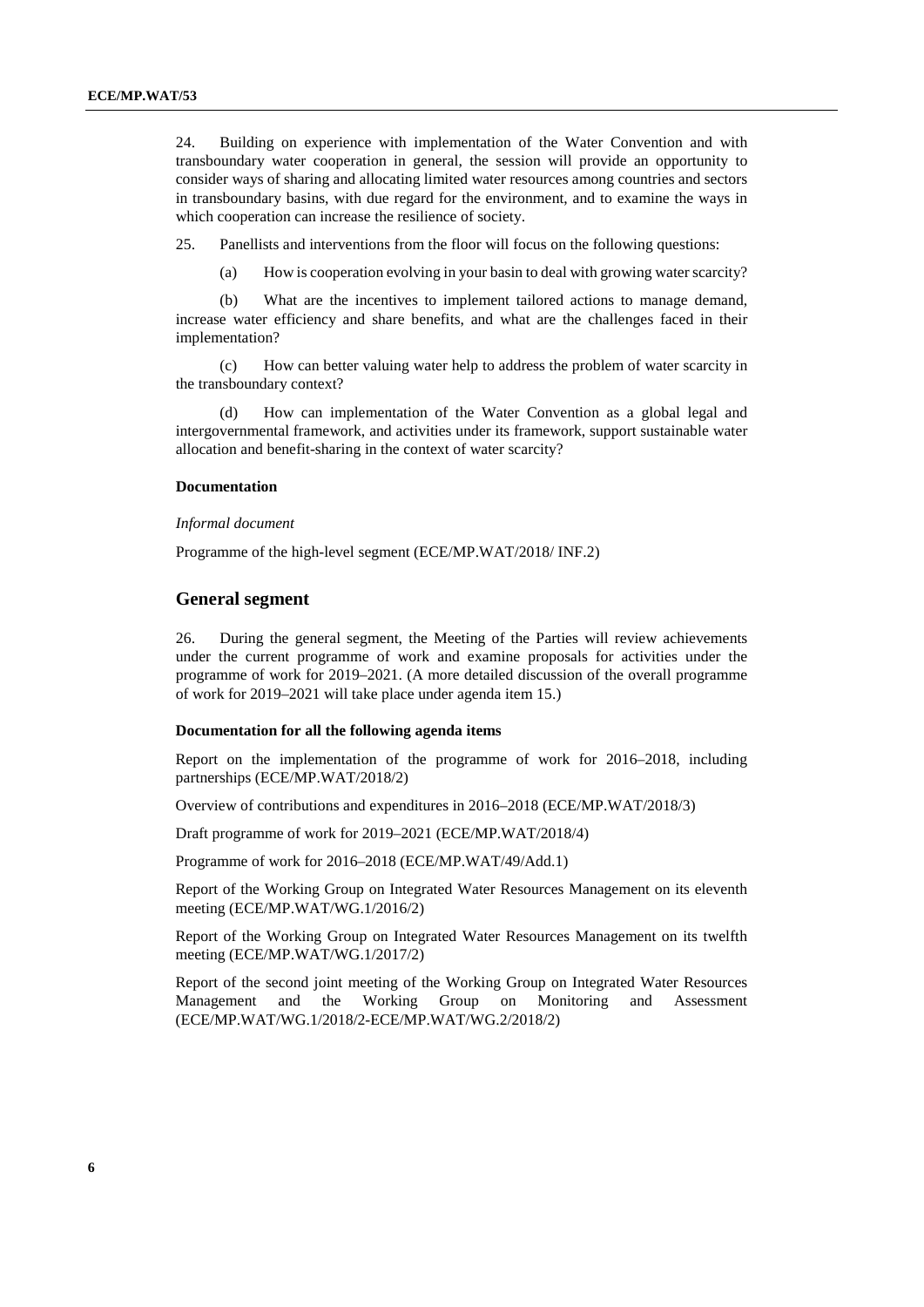24. Building on experience with implementation of the Water Convention and with transboundary water cooperation in general, the session will provide an opportunity to consider ways of sharing and allocating limited water resources among countries and sectors in transboundary basins, with due regard for the environment, and to examine the ways in which cooperation can increase the resilience of society.

25. Panellists and interventions from the floor will focus on the following questions:

(a) How is cooperation evolving in your basin to deal with growing water scarcity?

(b) What are the incentives to implement tailored actions to manage demand, increase water efficiency and share benefits, and what are the challenges faced in their implementation?

(c) How can better valuing water help to address the problem of water scarcity in the transboundary context?

(d) How can implementation of the Water Convention as a global legal and intergovernmental framework, and activities under its framework, support sustainable water allocation and benefit-sharing in the context of water scarcity?

**Documentation**

*Informal document*

Programme of the high-level segment (ECE/MP.WAT/2018/ INF.2)

## General segment

26. During the general segment, the Meeting of the Parties will review achievements under the current programme of work and examine proposals for activities under the programme of work for 2019–2021. (A more detailed discussion of the overall programme of work for 2019–2021 will take place under agenda item 15.)

**Documentation for all the following agenda items**

Report on the implementation of the programme of work for 2016–2018, including partnerships (ECE/MP.WAT/2018/2)

Overview of contributions and expenditures in 2016–2018 (ECE/MP.WAT/2018/3)

Draft programme of work for 2019–2021 (ECE/MP.WAT/2018/4)

Programme of work for 2016–2018 (ECE/MP.WAT/49/Add.1)

Report of the Working Group on Integrated Water Resources Management on its eleventh meeting (ECE/MP.WAT/WG.1/2016/2)

Report of the Working Group on Integrated Water Resources Management on its twelfth meeting (ECE/MP.WAT/WG.1/2017/2)

Report of the second joint meeting of the Working Group on Integrated Water Resources Management and the Working Group on Monitoring and Assessment (ECE/MP.WAT/WG.1/2018/2-ECE/MP.WAT/WG.2/2018/2)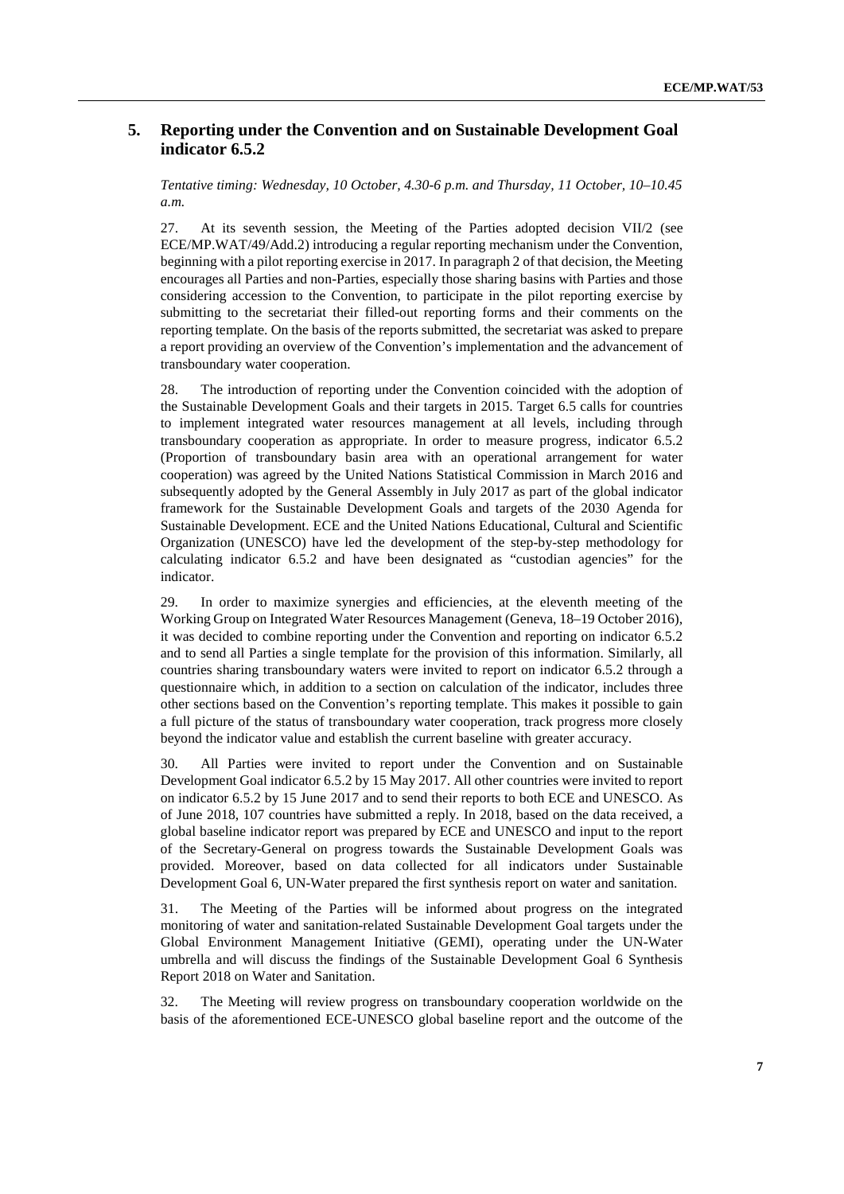## 5. Reporting under the Convention and on Sustainable Development Goal indicator 6.5.2

*Tentative timing: Wednesday, 10 October, 4.30-6 p.m. and Thursday, 11 October, 10–10.45 a.m.*

27. At its seventh session, the Meeting of the Parties adopted decision VII/2 (see ECE/MP.WAT/49/Add.2) introducing a regular reporting mechanism under the Convention, beginning with a pilot reporting exercise in 2017. In paragraph 2 of that decision, the Meeting encourages all Parties and non-Parties, especially those sharing basins with Parties and those considering accession to the Convention, to participate in the pilot reporting exercise by submitting to the secretariat their filled-out reporting forms and their comments on the reporting template. On the basis of the reports submitted, the secretariat was asked to prepare a report providing an overview of the Convention's implementation and the advancement of transboundary water cooperation.

28. The introduction of reporting under the Convention coincided with the adoption of the Sustainable Development Goals and their targets in 2015. Target 6.5 calls for countries to implement integrated water resources management at all levels, including through transboundary cooperation as appropriate. In order to measure progress, indicator 6.5.2 (Proportion of transboundary basin area with an operational arrangement for water cooperation) was agreed by the United Nations Statistical Commission in March 2016 and subsequently adopted by the General Assembly in July 2017 as part of the global indicator framework for the Sustainable Development Goals and targets of the 2030 Agenda for Sustainable Development. ECE and the United Nations Educational, Cultural and Scientific Organization (UNESCO) have led the development of the step-by-step methodology for calculating indicator 6.5.2 and have been designated as "custodian agencies" for the indicator.

29. In order to maximize synergies and efficiencies, at the eleventh meeting of the Working Group on Integrated Water Resources Management (Geneva, 18–19 October 2016), it was decided to combine reporting under the Convention and reporting on indicator 6.5.2 and to send all Parties a single template for the provision of this information. Similarly, all countries sharing transboundary waters were invited to report on indicator 6.5.2 through a questionnaire which, in addition to a section on calculation of the indicator, includes three other sections based on the Convention's reporting template. This makes it possible to gain a full picture of the status of transboundary water cooperation, track progress more closely beyond the indicator value and establish the current baseline with greater accuracy.

30. All Parties were invited to report under the Convention and on Sustainable Development Goal indicator 6.5.2 by 15 May 2017. All other countries were invited to report on indicator 6.5.2 by 15 June 2017 and to send their reports to both ECE and UNESCO. As of June 2018, 107 countries have submitted a reply. In 2018, based on the data received, a global baseline indicator report was prepared by ECE and UNESCO and input to the report of the Secretary-General on progress towards the Sustainable Development Goals was provided. Moreover, based on data collected for all indicators under Sustainable Development Goal 6, UN-Water prepared the first synthesis report on water and sanitation.

31. The Meeting of the Parties will be informed about progress on the integrated monitoring of water and sanitation-related Sustainable Development Goal targets under the Global Environment Management Initiative (GEMI), operating under the UN-Water umbrella and will discuss the findings of the Sustainable Development Goal 6 Synthesis Report 2018 on Water and Sanitation.

32. The Meeting will review progress on transboundary cooperation worldwide on the basis of the aforementioned ECE-UNESCO global baseline report and the outcome of the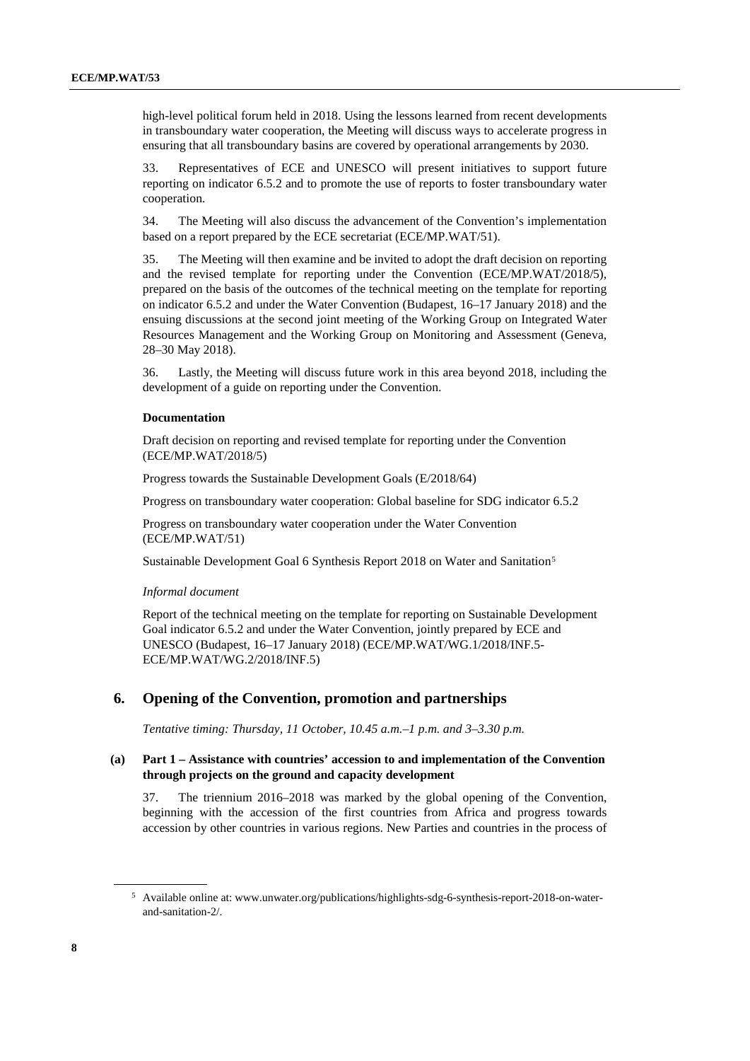high-level political forum held in 2018. Using the lessons learned from recent developments in transboundary water cooperation, the Meeting will discuss ways to accelerate progress in ensuring that all transboundary basins are covered by operational arrangements by 2030.

33. Representatives of ECE and UNESCO will present initiatives to support future reporting on indicator 6.5.2 and to promote the use of reports to foster transboundary water cooperation.

34. The Meeting will also discuss the advancement of the Convention's implementation based on a report prepared by the ECE secretariat (ECE/MP.WAT/51).

35. The Meeting will then examine and be invited to adopt the draft decision on reporting and the revised template for reporting under the Convention (ECE/MP.WAT/2018/5), prepared on the basis of the outcomes of the technical meeting on the template for reporting on indicator 6.5.2 and under the Water Convention (Budapest, 16–17 January 2018) and the ensuing discussions at the second joint meeting of the Working Group on Integrated Water Resources Management and the Working Group on Monitoring and Assessment (Geneva, 28–30 May 2018).

36. Lastly, the Meeting will discuss future work in this area beyond 2018, including the development of a guide on reporting under the Convention.

**Documentation**

Draft decision on reporting and revised template for reporting under the Convention (ECE/MP.WAT/2018/5)

Progress towards the Sustainable Development Goals (E/2018/64)

Progress on transboundary water cooperation: Global baseline for SDG indicator 6.5.2

Progress on transboundary water cooperation under the Water Convention (ECE/MP.WAT/51)

Sustainable Development Goal 6 Synthesis Report 2018 on Water and Sanitation[5]

*Informal document*

Report of the technical meeting on the template for reporting on Sustainable Development Goal indicator 6.5.2 and under the Water Convention, jointly prepared by ECE and UNESCO (Budapest, 16–17 January 2018) (ECE/MP.WAT/WG.1/2018/INF.5-ECE/MP.WAT/WG.2/2018/INF.5)

## 6. Opening of the Convention, promotion and partnerships

*Tentative timing: Thursday, 11 October, 10.45 a.m.–1 p.m. and 3–3.30 p.m.*

### (a) Part 1 – Assistance with countries' accession to and implementation of the Convention through projects on the ground and capacity development

37. The triennium 2016–2018 was marked by the global opening of the Convention, beginning with the accession of the first countries from Africa and progress towards accession by other countries in various regions. New Parties and countries in the process of

---

[5] Available online at: www.unwater.org/publications/highlights-sdg-6-synthesis-report-2018-on-water-and-sanitation-2/.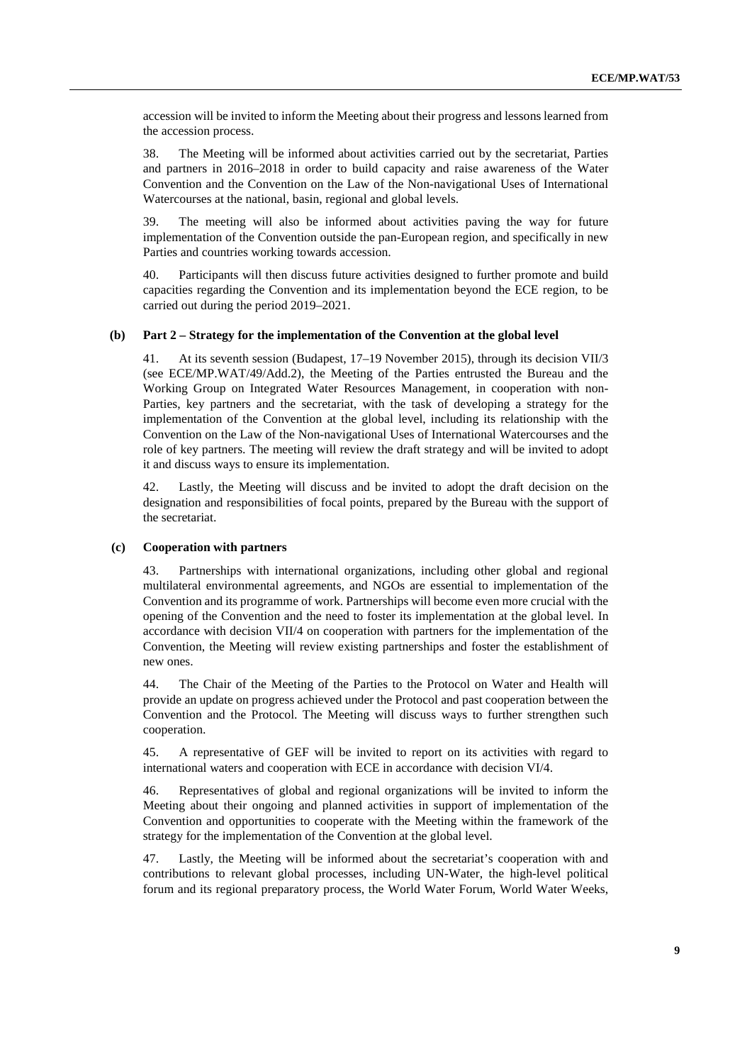accession will be invited to inform the Meeting about their progress and lessons learned from the accession process.

38. The Meeting will be informed about activities carried out by the secretariat, Parties and partners in 2016–2018 in order to build capacity and raise awareness of the Water Convention and the Convention on the Law of the Non-navigational Uses of International Watercourses at the national, basin, regional and global levels.

39. The meeting will also be informed about activities paving the way for future implementation of the Convention outside the pan-European region, and specifically in new Parties and countries working towards accession.

40. Participants will then discuss future activities designed to further promote and build capacities regarding the Convention and its implementation beyond the ECE region, to be carried out during the period 2019–2021.

### (b) Part 2 – Strategy for the implementation of the Convention at the global level

41. At its seventh session (Budapest, 17–19 November 2015), through its decision VII/3 (see ECE/MP.WAT/49/Add.2), the Meeting of the Parties entrusted the Bureau and the Working Group on Integrated Water Resources Management, in cooperation with non-Parties, key partners and the secretariat, with the task of developing a strategy for the implementation of the Convention at the global level, including its relationship with the Convention on the Law of the Non-navigational Uses of International Watercourses and the role of key partners. The meeting will review the draft strategy and will be invited to adopt it and discuss ways to ensure its implementation.

42. Lastly, the Meeting will discuss and be invited to adopt the draft decision on the designation and responsibilities of focal points, prepared by the Bureau with the support of the secretariat.

### (c) Cooperation with partners

43. Partnerships with international organizations, including other global and regional multilateral environmental agreements, and NGOs are essential to implementation of the Convention and its programme of work. Partnerships will become even more crucial with the opening of the Convention and the need to foster its implementation at the global level. In accordance with decision VII/4 on cooperation with partners for the implementation of the Convention, the Meeting will review existing partnerships and foster the establishment of new ones.

44. The Chair of the Meeting of the Parties to the Protocol on Water and Health will provide an update on progress achieved under the Protocol and past cooperation between the Convention and the Protocol. The Meeting will discuss ways to further strengthen such cooperation.

45. A representative of GEF will be invited to report on its activities with regard to international waters and cooperation with ECE in accordance with decision VI/4.

46. Representatives of global and regional organizations will be invited to inform the Meeting about their ongoing and planned activities in support of implementation of the Convention and opportunities to cooperate with the Meeting within the framework of the strategy for the implementation of the Convention at the global level.

47. Lastly, the Meeting will be informed about the secretariat's cooperation with and contributions to relevant global processes, including UN-Water, the high-level political forum and its regional preparatory process, the World Water Forum, World Water Weeks,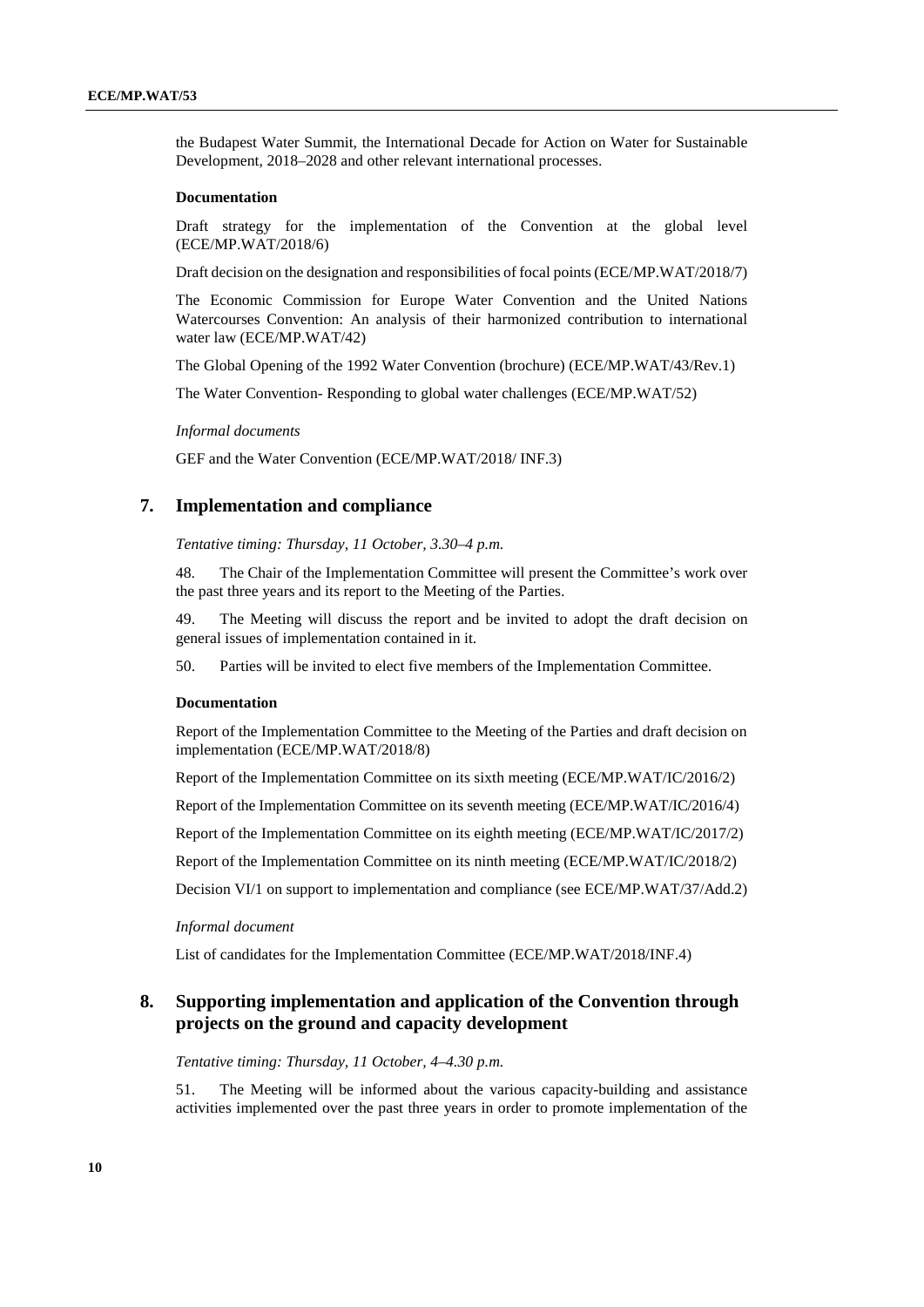the Budapest Water Summit, the International Decade for Action on Water for Sustainable Development, 2018–2028 and other relevant international processes.

**Documentation**

Draft strategy for the implementation of the Convention at the global level (ECE/MP.WAT/2018/6)

Draft decision on the designation and responsibilities of focal points (ECE/MP.WAT/2018/7)

The Economic Commission for Europe Water Convention and the United Nations Watercourses Convention: An analysis of their harmonized contribution to international water law (ECE/MP.WAT/42)

The Global Opening of the 1992 Water Convention (brochure) (ECE/MP.WAT/43/Rev.1)

The Water Convention- Responding to global water challenges (ECE/MP.WAT/52)

*Informal documents*

GEF and the Water Convention (ECE/MP.WAT/2018/ INF.3)

## 7. Implementation and compliance

*Tentative timing: Thursday, 11 October, 3.30–4 p.m.*

48. The Chair of the Implementation Committee will present the Committee's work over the past three years and its report to the Meeting of the Parties.

49. The Meeting will discuss the report and be invited to adopt the draft decision on general issues of implementation contained in it.

50. Parties will be invited to elect five members of the Implementation Committee.

**Documentation**

Report of the Implementation Committee to the Meeting of the Parties and draft decision on implementation (ECE/MP.WAT/2018/8)

Report of the Implementation Committee on its sixth meeting (ECE/MP.WAT/IC/2016/2)

Report of the Implementation Committee on its seventh meeting (ECE/MP.WAT/IC/2016/4)

Report of the Implementation Committee on its eighth meeting (ECE/MP.WAT/IC/2017/2)

Report of the Implementation Committee on its ninth meeting (ECE/MP.WAT/IC/2018/2)

Decision VI/1 on support to implementation and compliance (see ECE/MP.WAT/37/Add.2)

*Informal document*

List of candidates for the Implementation Committee (ECE/MP.WAT/2018/INF.4)

## 8. Supporting implementation and application of the Convention through projects on the ground and capacity development

*Tentative timing: Thursday, 11 October, 4–4.30 p.m.*

51. The Meeting will be informed about the various capacity-building and assistance activities implemented over the past three years in order to promote implementation of the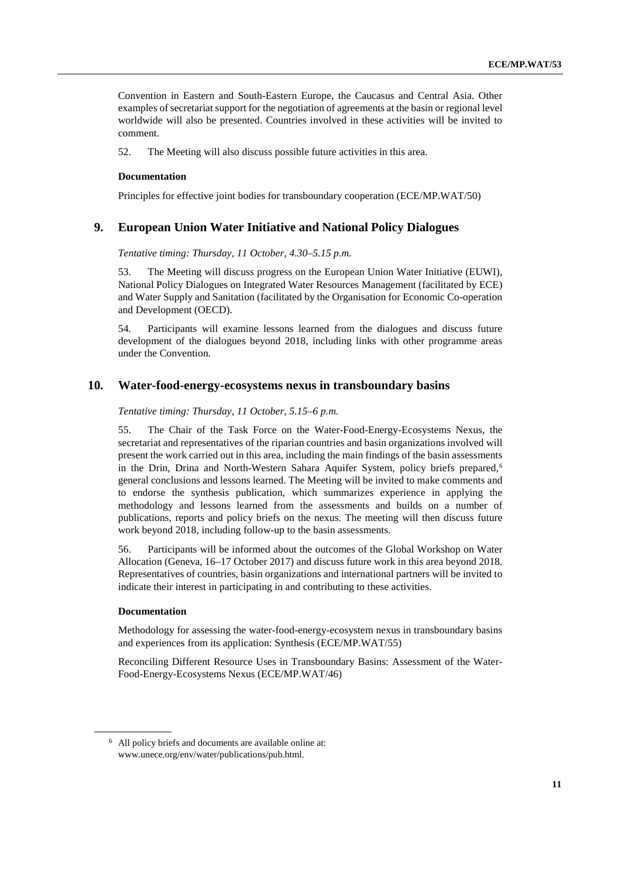Convention in Eastern and South-Eastern Europe, the Caucasus and Central Asia. Other examples of secretariat support for the negotiation of agreements at the basin or regional level worldwide will also be presented. Countries involved in these activities will be invited to comment.

52. The Meeting will also discuss possible future activities in this area.

**Documentation**

Principles for effective joint bodies for transboundary cooperation (ECE/MP.WAT/50)

## 9. European Union Water Initiative and National Policy Dialogues

*Tentative timing: Thursday, 11 October, 4.30–5.15 p.m.*

53. The Meeting will discuss progress on the European Union Water Initiative (EUWI), National Policy Dialogues on Integrated Water Resources Management (facilitated by ECE) and Water Supply and Sanitation (facilitated by the Organisation for Economic Co-operation and Development (OECD).

54. Participants will examine lessons learned from the dialogues and discuss future development of the dialogues beyond 2018, including links with other programme areas under the Convention.

## 10. Water-food-energy-ecosystems nexus in transboundary basins

*Tentative timing: Thursday, 11 October, 5.15–6 p.m.*

55. The Chair of the Task Force on the Water-Food-Energy-Ecosystems Nexus, the secretariat and representatives of the riparian countries and basin organizations involved will present the work carried out in this area, including the main findings of the basin assessments in the Drin, Drina and North-Western Sahara Aquifer System, policy briefs prepared,[6] general conclusions and lessons learned. The Meeting will be invited to make comments and to endorse the synthesis publication, which summarizes experience in applying the methodology and lessons learned from the assessments and builds on a number of publications, reports and policy briefs on the nexus. The meeting will then discuss future work beyond 2018, including follow-up to the basin assessments.

56. Participants will be informed about the outcomes of the Global Workshop on Water Allocation (Geneva, 16–17 October 2017) and discuss future work in this area beyond 2018. Representatives of countries, basin organizations and international partners will be invited to indicate their interest in participating in and contributing to these activities.

**Documentation**

Methodology for assessing the water-food-energy-ecosystem nexus in transboundary basins and experiences from its application: Synthesis (ECE/MP.WAT/55)

Reconciling Different Resource Uses in Transboundary Basins: Assessment of the Water-Food-Energy-Ecosystems Nexus (ECE/MP.WAT/46)

---

[6] All policy briefs and documents are available online at: www.unece.org/env/water/publications/pub.html.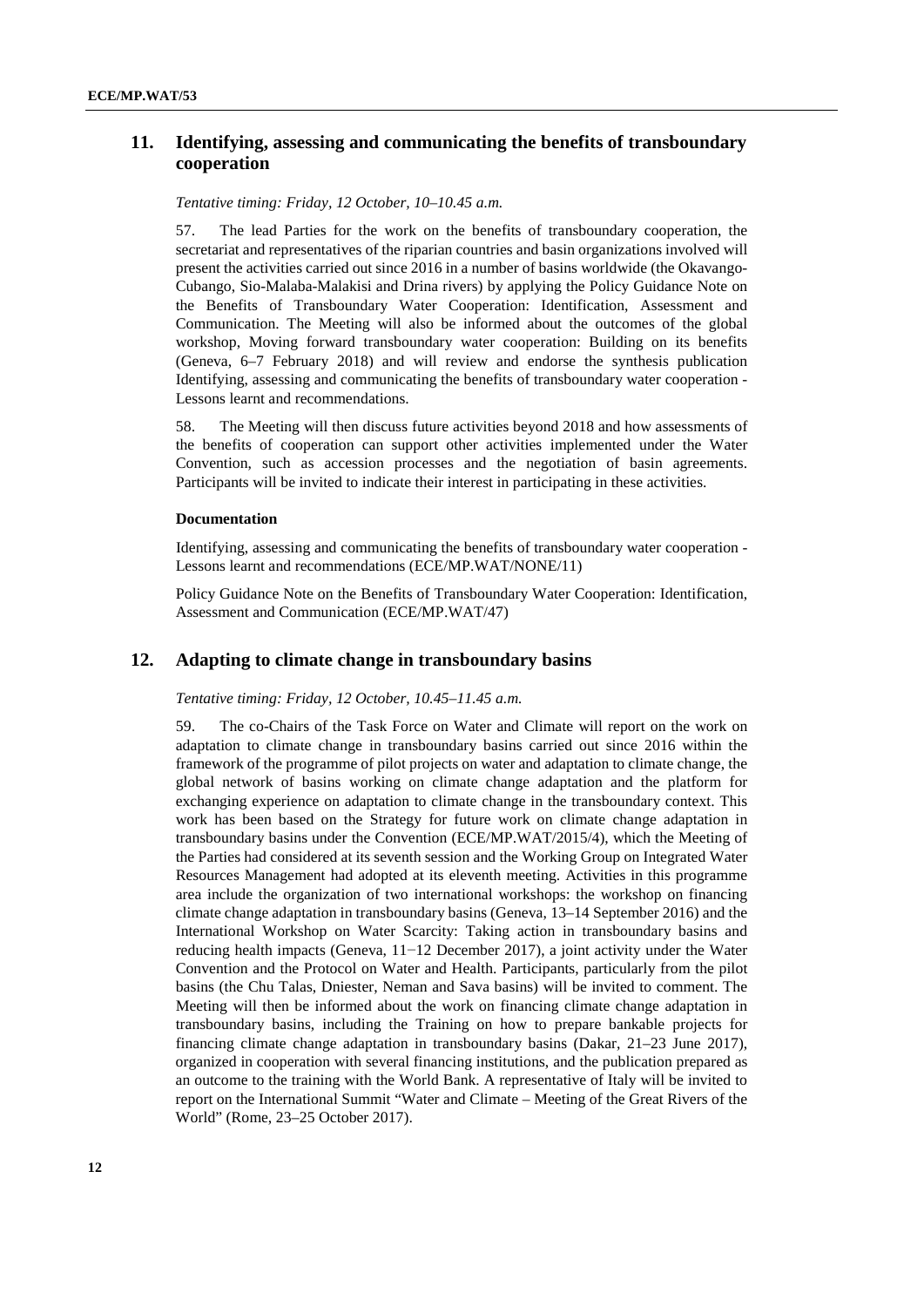## 11. Identifying, assessing and communicating the benefits of transboundary cooperation

*Tentative timing: Friday, 12 October, 10–10.45 a.m.*

57. The lead Parties for the work on the benefits of transboundary cooperation, the secretariat and representatives of the riparian countries and basin organizations involved will present the activities carried out since 2016 in a number of basins worldwide (the Okavango-Cubango, Sio-Malaba-Malakisi and Drina rivers) by applying the Policy Guidance Note on the Benefits of Transboundary Water Cooperation: Identification, Assessment and Communication. The Meeting will also be informed about the outcomes of the global workshop, Moving forward transboundary water cooperation: Building on its benefits (Geneva, 6–7 February 2018) and will review and endorse the synthesis publication Identifying, assessing and communicating the benefits of transboundary water cooperation - Lessons learnt and recommendations.

58. The Meeting will then discuss future activities beyond 2018 and how assessments of the benefits of cooperation can support other activities implemented under the Water Convention, such as accession processes and the negotiation of basin agreements. Participants will be invited to indicate their interest in participating in these activities.

**Documentation**

Identifying, assessing and communicating the benefits of transboundary water cooperation - Lessons learnt and recommendations (ECE/MP.WAT/NONE/11)

Policy Guidance Note on the Benefits of Transboundary Water Cooperation: Identification, Assessment and Communication (ECE/MP.WAT/47)

## 12. Adapting to climate change in transboundary basins

*Tentative timing: Friday, 12 October, 10.45–11.45 a.m.*

59. The co-Chairs of the Task Force on Water and Climate will report on the work on adaptation to climate change in transboundary basins carried out since 2016 within the framework of the programme of pilot projects on water and adaptation to climate change, the global network of basins working on climate change adaptation and the platform for exchanging experience on adaptation to climate change in the transboundary context. This work has been based on the Strategy for future work on climate change adaptation in transboundary basins under the Convention (ECE/MP.WAT/2015/4), which the Meeting of the Parties had considered at its seventh session and the Working Group on Integrated Water Resources Management had adopted at its eleventh meeting. Activities in this programme area include the organization of two international workshops: the workshop on financing climate change adaptation in transboundary basins (Geneva, 13–14 September 2016) and the International Workshop on Water Scarcity: Taking action in transboundary basins and reducing health impacts (Geneva, 11−12 December 2017), a joint activity under the Water Convention and the Protocol on Water and Health. Participants, particularly from the pilot basins (the Chu Talas, Dniester, Neman and Sava basins) will be invited to comment. The Meeting will then be informed about the work on financing climate change adaptation in transboundary basins, including the Training on how to prepare bankable projects for financing climate change adaptation in transboundary basins (Dakar, 21–23 June 2017), organized in cooperation with several financing institutions, and the publication prepared as an outcome to the training with the World Bank. A representative of Italy will be invited to report on the International Summit "Water and Climate – Meeting of the Great Rivers of the World" (Rome, 23–25 October 2017).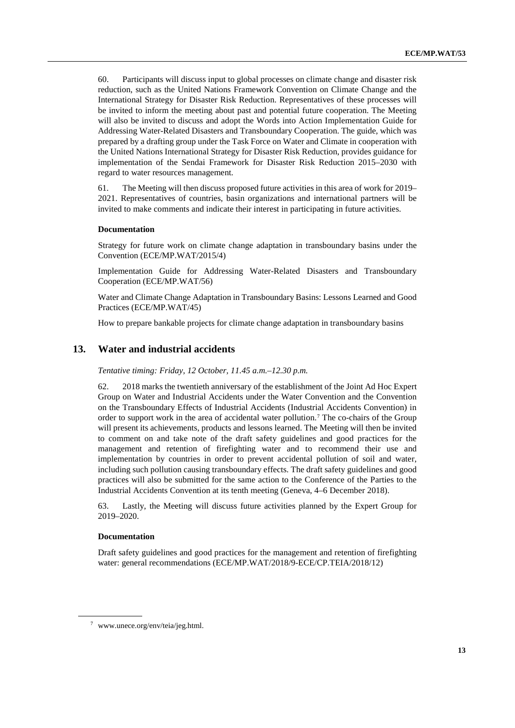60. Participants will discuss input to global processes on climate change and disaster risk reduction, such as the United Nations Framework Convention on Climate Change and the International Strategy for Disaster Risk Reduction. Representatives of these processes will be invited to inform the meeting about past and potential future cooperation. The Meeting will also be invited to discuss and adopt the Words into Action Implementation Guide for Addressing Water-Related Disasters and Transboundary Cooperation. The guide, which was prepared by a drafting group under the Task Force on Water and Climate in cooperation with the United Nations International Strategy for Disaster Risk Reduction, provides guidance for implementation of the Sendai Framework for Disaster Risk Reduction 2015–2030 with regard to water resources management.

61. The Meeting will then discuss proposed future activities in this area of work for 2019–2021. Representatives of countries, basin organizations and international partners will be invited to make comments and indicate their interest in participating in future activities.

**Documentation**

Strategy for future work on climate change adaptation in transboundary basins under the Convention (ECE/MP.WAT/2015/4)

Implementation Guide for Addressing Water-Related Disasters and Transboundary Cooperation (ECE/MP.WAT/56)

Water and Climate Change Adaptation in Transboundary Basins: Lessons Learned and Good Practices (ECE/MP.WAT/45)

How to prepare bankable projects for climate change adaptation in transboundary basins

## 13. Water and industrial accidents

*Tentative timing: Friday, 12 October, 11.45 a.m.–12.30 p.m.*

62. 2018 marks the twentieth anniversary of the establishment of the Joint Ad Hoc Expert Group on Water and Industrial Accidents under the Water Convention and the Convention on the Transboundary Effects of Industrial Accidents (Industrial Accidents Convention) in order to support work in the area of accidental water pollution.[7] The co-chairs of the Group will present its achievements, products and lessons learned. The Meeting will then be invited to comment on and take note of the draft safety guidelines and good practices for the management and retention of firefighting water and to recommend their use and implementation by countries in order to prevent accidental pollution of soil and water, including such pollution causing transboundary effects. The draft safety guidelines and good practices will also be submitted for the same action to the Conference of the Parties to the Industrial Accidents Convention at its tenth meeting (Geneva, 4–6 December 2018).

63. Lastly, the Meeting will discuss future activities planned by the Expert Group for 2019–2020.

**Documentation**

Draft safety guidelines and good practices for the management and retention of firefighting water: general recommendations (ECE/MP.WAT/2018/9-ECE/CP.TEIA/2018/12)

[7] www.unece.org/env/teia/jeg.html.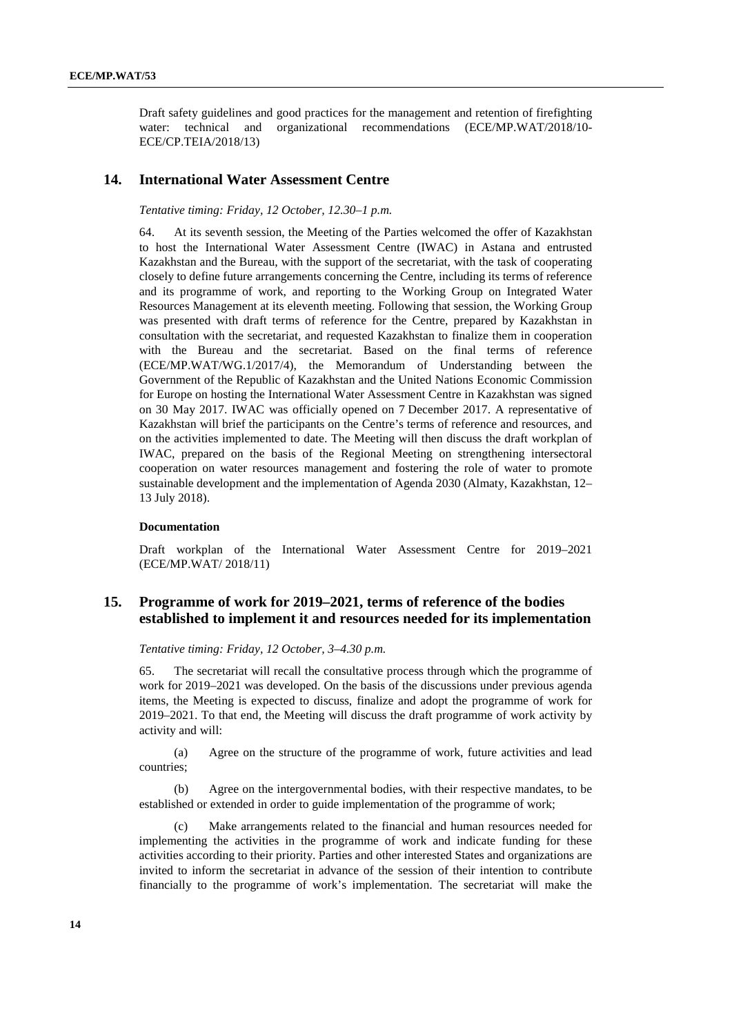Draft safety guidelines and good practices for the management and retention of firefighting water: technical and organizational recommendations (ECE/MP.WAT/2018/10-ECE/CP.TEIA/2018/13)

## 14. International Water Assessment Centre

*Tentative timing: Friday, 12 October, 12.30–1 p.m.*

64. At its seventh session, the Meeting of the Parties welcomed the offer of Kazakhstan to host the International Water Assessment Centre (IWAC) in Astana and entrusted Kazakhstan and the Bureau, with the support of the secretariat, with the task of cooperating closely to define future arrangements concerning the Centre, including its terms of reference and its programme of work, and reporting to the Working Group on Integrated Water Resources Management at its eleventh meeting. Following that session, the Working Group was presented with draft terms of reference for the Centre, prepared by Kazakhstan in consultation with the secretariat, and requested Kazakhstan to finalize them in cooperation with the Bureau and the secretariat. Based on the final terms of reference (ECE/MP.WAT/WG.1/2017/4), the Memorandum of Understanding between the Government of the Republic of Kazakhstan and the United Nations Economic Commission for Europe on hosting the International Water Assessment Centre in Kazakhstan was signed on 30 May 2017. IWAC was officially opened on 7 December 2017. A representative of Kazakhstan will brief the participants on the Centre's terms of reference and resources, and on the activities implemented to date. The Meeting will then discuss the draft workplan of IWAC, prepared on the basis of the Regional Meeting on strengthening intersectoral cooperation on water resources management and fostering the role of water to promote sustainable development and the implementation of Agenda 2030 (Almaty, Kazakhstan, 12–13 July 2018).

### Documentation

Draft workplan of the International Water Assessment Centre for 2019–2021 (ECE/MP.WAT/ 2018/11)

## 15. Programme of work for 2019–2021, terms of reference of the bodies established to implement it and resources needed for its implementation

*Tentative timing: Friday, 12 October, 3–4.30 p.m.*

65. The secretariat will recall the consultative process through which the programme of work for 2019–2021 was developed. On the basis of the discussions under previous agenda items, the Meeting is expected to discuss, finalize and adopt the programme of work for 2019–2021. To that end, the Meeting will discuss the draft programme of work activity by activity and will:

(a) Agree on the structure of the programme of work, future activities and lead countries;

(b) Agree on the intergovernmental bodies, with their respective mandates, to be established or extended in order to guide implementation of the programme of work;

(c) Make arrangements related to the financial and human resources needed for implementing the activities in the programme of work and indicate funding for these activities according to their priority. Parties and other interested States and organizations are invited to inform the secretariat in advance of the session of their intention to contribute financially to the programme of work's implementation. The secretariat will make the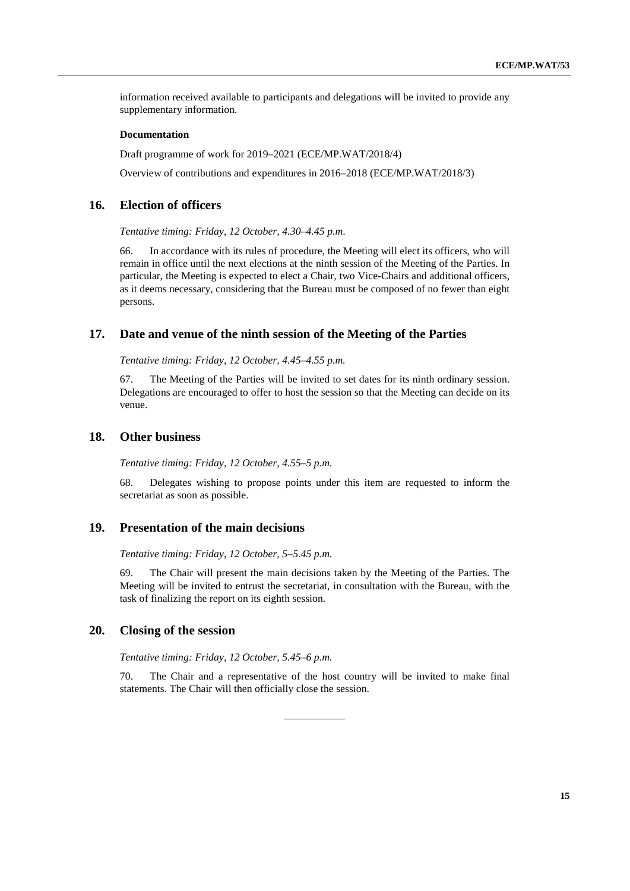information received available to participants and delegations will be invited to provide any supplementary information.

**Documentation**

Draft programme of work for 2019–2021 (ECE/MP.WAT/2018/4)

Overview of contributions and expenditures in 2016–2018 (ECE/MP.WAT/2018/3)

## 16. Election of officers

*Tentative timing: Friday, 12 October, 4.30–4.45 p.m.*

66. In accordance with its rules of procedure, the Meeting will elect its officers, who will remain in office until the next elections at the ninth session of the Meeting of the Parties. In particular, the Meeting is expected to elect a Chair, two Vice-Chairs and additional officers, as it deems necessary, considering that the Bureau must be composed of no fewer than eight persons.

## 17. Date and venue of the ninth session of the Meeting of the Parties

*Tentative timing: Friday, 12 October, 4.45–4.55 p.m.*

67. The Meeting of the Parties will be invited to set dates for its ninth ordinary session. Delegations are encouraged to offer to host the session so that the Meeting can decide on its venue.

## 18. Other business

*Tentative timing: Friday, 12 October, 4.55–5 p.m.*

68. Delegates wishing to propose points under this item are requested to inform the secretariat as soon as possible.

## 19. Presentation of the main decisions

*Tentative timing: Friday, 12 October, 5–5.45 p.m.*

69. The Chair will present the main decisions taken by the Meeting of the Parties. The Meeting will be invited to entrust the secretariat, in consultation with the Bureau, with the task of finalizing the report on its eighth session.

## 20. Closing of the session

*Tentative timing: Friday, 12 October, 5.45–6 p.m.*

70. The Chair and a representative of the host country will be invited to make final statements. The Chair will then officially close the session.